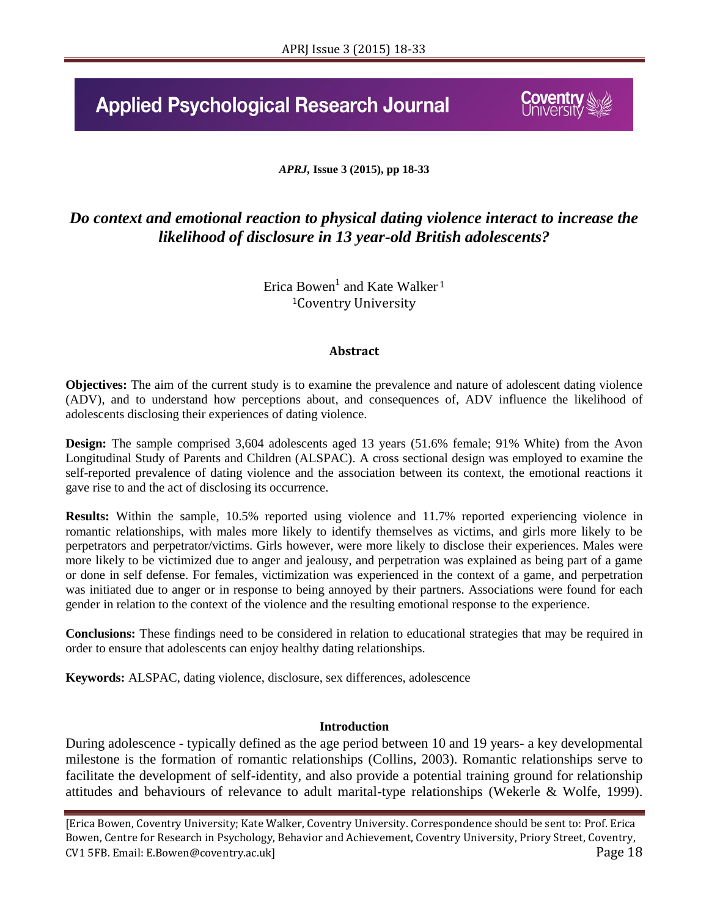# Applied Psychological Research Journal

***APRJ*, Issue 3 (2015), pp 18-33**

## *Do context and emotional reaction to physical dating violence interact to increase the likelihood of disclosure in 13 year-old British adolescents?*

Erica Bowen[1] and Kate Walker[1]

[1]Coventry University

### Abstract

**Objectives:** The aim of the current study is to examine the prevalence and nature of adolescent dating violence (ADV), and to understand how perceptions about, and consequences of, ADV influence the likelihood of adolescents disclosing their experiences of dating violence.

**Design:** The sample comprised 3,604 adolescents aged 13 years (51.6% female; 91% White) from the Avon Longitudinal Study of Parents and Children (ALSPAC). A cross sectional design was employed to examine the self-reported prevalence of dating violence and the association between its context, the emotional reactions it gave rise to and the act of disclosing its occurrence.

**Results:** Within the sample, 10.5% reported using violence and 11.7% reported experiencing violence in romantic relationships, with males more likely to identify themselves as victims, and girls more likely to be perpetrators and perpetrator/victims. Girls however, were more likely to disclose their experiences. Males were more likely to be victimized due to anger and jealousy, and perpetration was explained as being part of a game or done in self defense. For females, victimization was experienced in the context of a game, and perpetration was initiated due to anger or in response to being annoyed by their partners. Associations were found for each gender in relation to the context of the violence and the resulting emotional response to the experience.

**Conclusions:** These findings need to be considered in relation to educational strategies that may be required in order to ensure that adolescents can enjoy healthy dating relationships.

**Keywords:** ALSPAC, dating violence, disclosure, sex differences, adolescence

### Introduction

During adolescence - typically defined as the age period between 10 and 19 years- a key developmental milestone is the formation of romantic relationships (Collins, 2003). Romantic relationships serve to facilitate the development of self-identity, and also provide a potential training ground for relationship attitudes and behaviours of relevance to adult marital-type relationships (Wekerle & Wolfe, 1999).

[Erica Bowen, Coventry University; Kate Walker, Coventry University. Correspondence should be sent to: Prof. Erica Bowen, Centre for Research in Psychology, Behavior and Achievement, Coventry University, Priory Street, Coventry, CV1 5FB. Email: E.Bowen@coventry.ac.uk]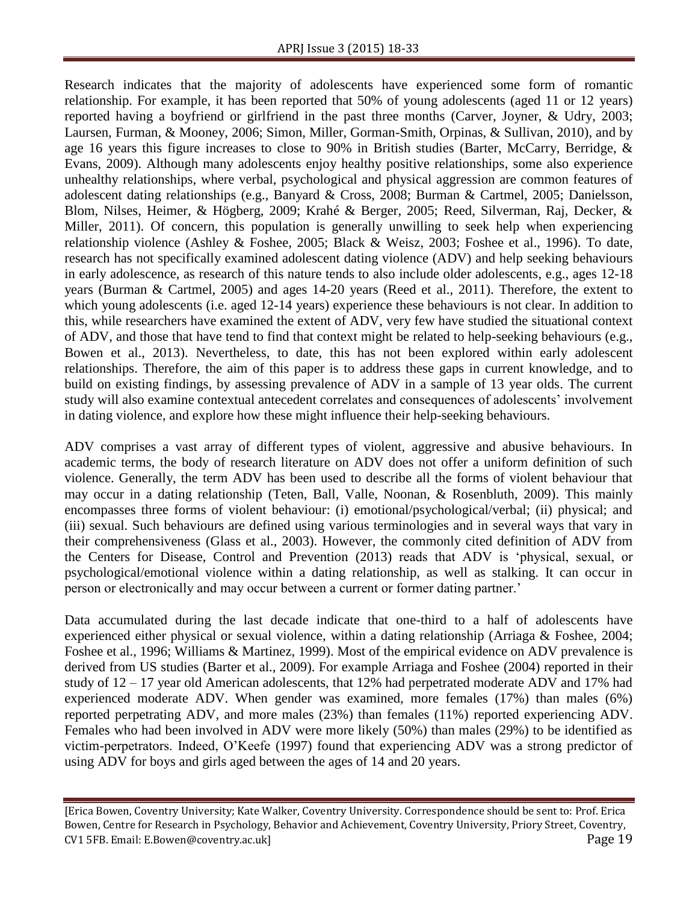Research indicates that the majority of adolescents have experienced some form of romantic relationship. For example, it has been reported that 50% of young adolescents (aged 11 or 12 years) reported having a boyfriend or girlfriend in the past three months (Carver, Joyner, & Udry, 2003; Laursen, Furman, & Mooney, 2006; Simon, Miller, Gorman-Smith, Orpinas, & Sullivan, 2010), and by age 16 years this figure increases to close to 90% in British studies (Barter, McCarry, Berridge, & Evans, 2009). Although many adolescents enjoy healthy positive relationships, some also experience unhealthy relationships, where verbal, psychological and physical aggression are common features of adolescent dating relationships (e.g., Banyard & Cross, 2008; Burman & Cartmel, 2005; Danielsson, Blom, Nilses, Heimer, & Högberg, 2009; Krahé & Berger, 2005; Reed, Silverman, Raj, Decker, & Miller, 2011). Of concern, this population is generally unwilling to seek help when experiencing relationship violence (Ashley & Foshee, 2005; Black & Weisz, 2003; Foshee et al., 1996). To date, research has not specifically examined adolescent dating violence (ADV) and help seeking behaviours in early adolescence, as research of this nature tends to also include older adolescents, e.g., ages 12-18 years (Burman & Cartmel, 2005) and ages 14-20 years (Reed et al., 2011). Therefore, the extent to which young adolescents (i.e. aged 12-14 years) experience these behaviours is not clear. In addition to this, while researchers have examined the extent of ADV, very few have studied the situational context of ADV, and those that have tend to find that context might be related to help-seeking behaviours (e.g., Bowen et al., 2013). Nevertheless, to date, this has not been explored within early adolescent relationships. Therefore, the aim of this paper is to address these gaps in current knowledge, and to build on existing findings, by assessing prevalence of ADV in a sample of 13 year olds. The current study will also examine contextual antecedent correlates and consequences of adolescents' involvement in dating violence, and explore how these might influence their help-seeking behaviours.

ADV comprises a vast array of different types of violent, aggressive and abusive behaviours. In academic terms, the body of research literature on ADV does not offer a uniform definition of such violence. Generally, the term ADV has been used to describe all the forms of violent behaviour that may occur in a dating relationship (Teten, Ball, Valle, Noonan, & Rosenbluth, 2009). This mainly encompasses three forms of violent behaviour: (i) emotional/psychological/verbal; (ii) physical; and (iii) sexual. Such behaviours are defined using various terminologies and in several ways that vary in their comprehensiveness (Glass et al., 2003). However, the commonly cited definition of ADV from the Centers for Disease, Control and Prevention (2013) reads that ADV is 'physical, sexual, or psychological/emotional violence within a dating relationship, as well as stalking. It can occur in person or electronically and may occur between a current or former dating partner.'

Data accumulated during the last decade indicate that one-third to a half of adolescents have experienced either physical or sexual violence, within a dating relationship (Arriaga & Foshee, 2004; Foshee et al., 1996; Williams & Martinez, 1999). Most of the empirical evidence on ADV prevalence is derived from US studies (Barter et al., 2009). For example Arriaga and Foshee (2004) reported in their study of 12 – 17 year old American adolescents, that 12% had perpetrated moderate ADV and 17% had experienced moderate ADV. When gender was examined, more females (17%) than males (6%) reported perpetrating ADV, and more males (23%) than females (11%) reported experiencing ADV. Females who had been involved in ADV were more likely (50%) than males (29%) to be identified as victim-perpetrators. Indeed, O'Keefe (1997) found that experiencing ADV was a strong predictor of using ADV for boys and girls aged between the ages of 14 and 20 years.

[Erica Bowen, Coventry University; Kate Walker, Coventry University. Correspondence should be sent to: Prof. Erica Bowen, Centre for Research in Psychology, Behavior and Achievement, Coventry University, Priory Street, Coventry, CV1 5FB. Email: E.Bowen@coventry.ac.uk]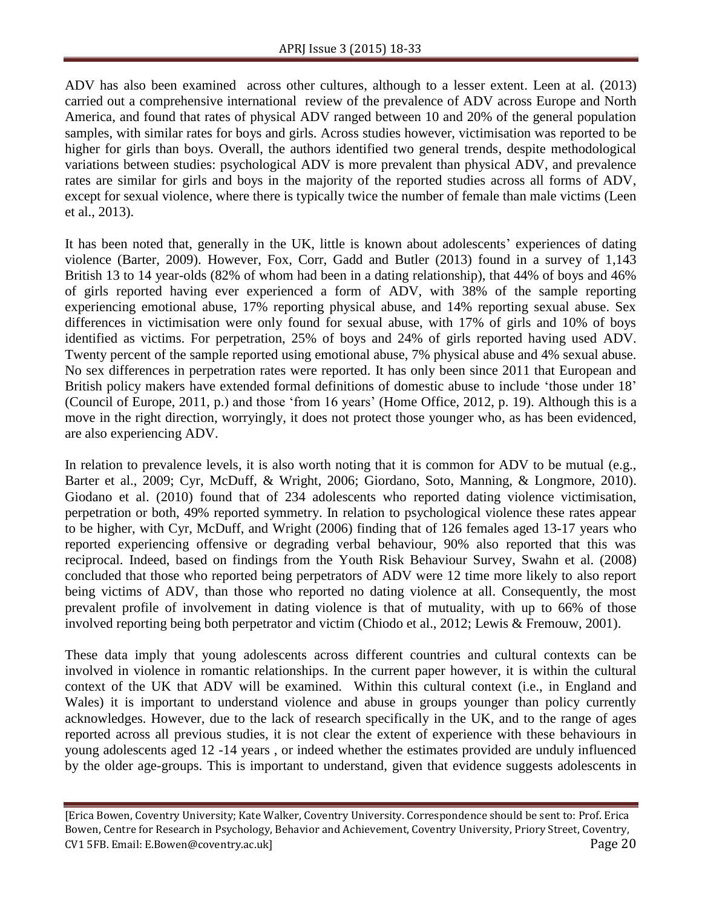ADV has also been examined across other cultures, although to a lesser extent. Leen at al. (2013) carried out a comprehensive international review of the prevalence of ADV across Europe and North America, and found that rates of physical ADV ranged between 10 and 20% of the general population samples, with similar rates for boys and girls. Across studies however, victimisation was reported to be higher for girls than boys. Overall, the authors identified two general trends, despite methodological variations between studies: psychological ADV is more prevalent than physical ADV, and prevalence rates are similar for girls and boys in the majority of the reported studies across all forms of ADV, except for sexual violence, where there is typically twice the number of female than male victims (Leen et al., 2013).

It has been noted that, generally in the UK, little is known about adolescents' experiences of dating violence (Barter, 2009). However, Fox, Corr, Gadd and Butler (2013) found in a survey of 1,143 British 13 to 14 year-olds (82% of whom had been in a dating relationship), that 44% of boys and 46% of girls reported having ever experienced a form of ADV, with 38% of the sample reporting experiencing emotional abuse, 17% reporting physical abuse, and 14% reporting sexual abuse. Sex differences in victimisation were only found for sexual abuse, with 17% of girls and 10% of boys identified as victims. For perpetration, 25% of boys and 24% of girls reported having used ADV. Twenty percent of the sample reported using emotional abuse, 7% physical abuse and 4% sexual abuse. No sex differences in perpetration rates were reported. It has only been since 2011 that European and British policy makers have extended formal definitions of domestic abuse to include 'those under 18' (Council of Europe, 2011, p.) and those 'from 16 years' (Home Office, 2012, p. 19). Although this is a move in the right direction, worryingly, it does not protect those younger who, as has been evidenced, are also experiencing ADV.

In relation to prevalence levels, it is also worth noting that it is common for ADV to be mutual (e.g., Barter et al., 2009; Cyr, McDuff, & Wright, 2006; Giordano, Soto, Manning, & Longmore, 2010). Giodano et al. (2010) found that of 234 adolescents who reported dating violence victimisation, perpetration or both, 49% reported symmetry. In relation to psychological violence these rates appear to be higher, with Cyr, McDuff, and Wright (2006) finding that of 126 females aged 13-17 years who reported experiencing offensive or degrading verbal behaviour, 90% also reported that this was reciprocal. Indeed, based on findings from the Youth Risk Behaviour Survey, Swahn et al. (2008) concluded that those who reported being perpetrators of ADV were 12 time more likely to also report being victims of ADV, than those who reported no dating violence at all. Consequently, the most prevalent profile of involvement in dating violence is that of mutuality, with up to 66% of those involved reporting being both perpetrator and victim (Chiodo et al., 2012; Lewis & Fremouw, 2001).

These data imply that young adolescents across different countries and cultural contexts can be involved in violence in romantic relationships. In the current paper however, it is within the cultural context of the UK that ADV will be examined. Within this cultural context (i.e., in England and Wales) it is important to understand violence and abuse in groups younger than policy currently acknowledges. However, due to the lack of research specifically in the UK, and to the range of ages reported across all previous studies, it is not clear the extent of experience with these behaviours in young adolescents aged 12 -14 years , or indeed whether the estimates provided are unduly influenced by the older age-groups. This is important to understand, given that evidence suggests adolescents in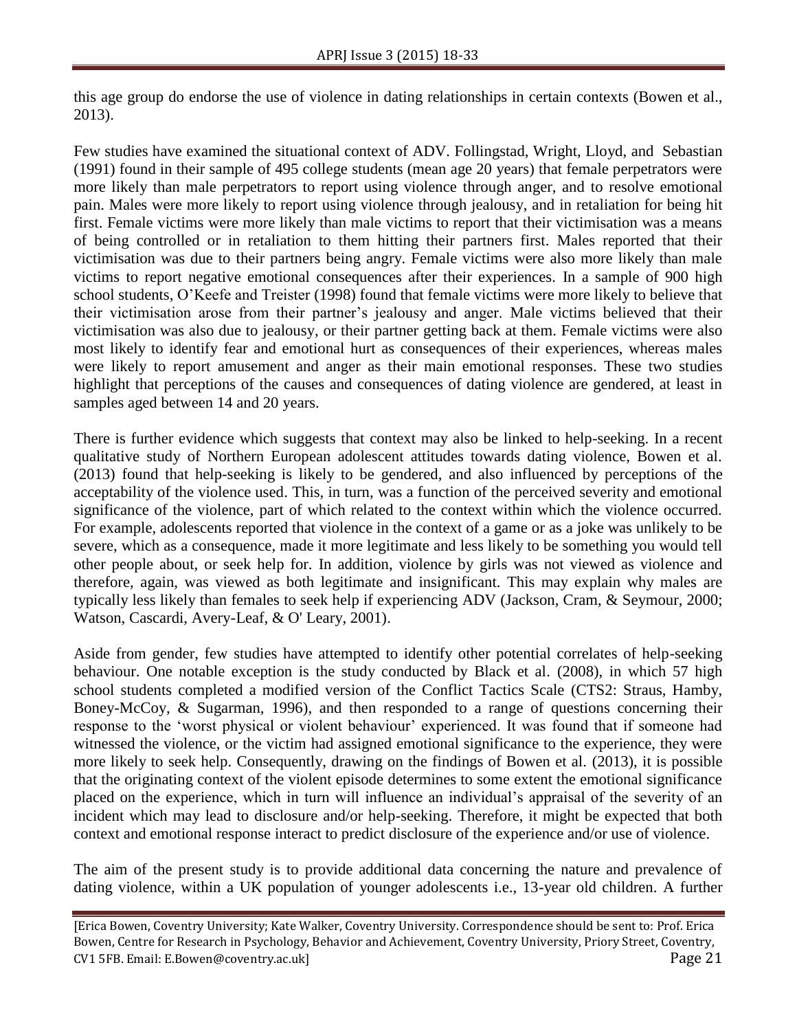this age group do endorse the use of violence in dating relationships in certain contexts (Bowen et al., 2013).

Few studies have examined the situational context of ADV. Follingstad, Wright, Lloyd, and Sebastian (1991) found in their sample of 495 college students (mean age 20 years) that female perpetrators were more likely than male perpetrators to report using violence through anger, and to resolve emotional pain. Males were more likely to report using violence through jealousy, and in retaliation for being hit first. Female victims were more likely than male victims to report that their victimisation was a means of being controlled or in retaliation to them hitting their partners first. Males reported that their victimisation was due to their partners being angry. Female victims were also more likely than male victims to report negative emotional consequences after their experiences. In a sample of 900 high school students, O'Keefe and Treister (1998) found that female victims were more likely to believe that their victimisation arose from their partner's jealousy and anger. Male victims believed that their victimisation was also due to jealousy, or their partner getting back at them. Female victims were also most likely to identify fear and emotional hurt as consequences of their experiences, whereas males were likely to report amusement and anger as their main emotional responses. These two studies highlight that perceptions of the causes and consequences of dating violence are gendered, at least in samples aged between 14 and 20 years.

There is further evidence which suggests that context may also be linked to help-seeking. In a recent qualitative study of Northern European adolescent attitudes towards dating violence, Bowen et al. (2013) found that help-seeking is likely to be gendered, and also influenced by perceptions of the acceptability of the violence used. This, in turn, was a function of the perceived severity and emotional significance of the violence, part of which related to the context within which the violence occurred. For example, adolescents reported that violence in the context of a game or as a joke was unlikely to be severe, which as a consequence, made it more legitimate and less likely to be something you would tell other people about, or seek help for. In addition, violence by girls was not viewed as violence and therefore, again, was viewed as both legitimate and insignificant. This may explain why males are typically less likely than females to seek help if experiencing ADV (Jackson, Cram, & Seymour, 2000; Watson, Cascardi, Avery-Leaf, & O' Leary, 2001).

Aside from gender, few studies have attempted to identify other potential correlates of help-seeking behaviour. One notable exception is the study conducted by Black et al. (2008), in which 57 high school students completed a modified version of the Conflict Tactics Scale (CTS2: Straus, Hamby, Boney-McCoy, & Sugarman, 1996), and then responded to a range of questions concerning their response to the 'worst physical or violent behaviour' experienced. It was found that if someone had witnessed the violence, or the victim had assigned emotional significance to the experience, they were more likely to seek help. Consequently, drawing on the findings of Bowen et al. (2013), it is possible that the originating context of the violent episode determines to some extent the emotional significance placed on the experience, which in turn will influence an individual's appraisal of the severity of an incident which may lead to disclosure and/or help-seeking. Therefore, it might be expected that both context and emotional response interact to predict disclosure of the experience and/or use of violence.

The aim of the present study is to provide additional data concerning the nature and prevalence of dating violence, within a UK population of younger adolescents i.e., 13-year old children. A further

[Erica Bowen, Coventry University; Kate Walker, Coventry University. Correspondence should be sent to: Prof. Erica Bowen, Centre for Research in Psychology, Behavior and Achievement, Coventry University, Priory Street, Coventry, CV1 5FB. Email: E.Bowen@coventry.ac.uk]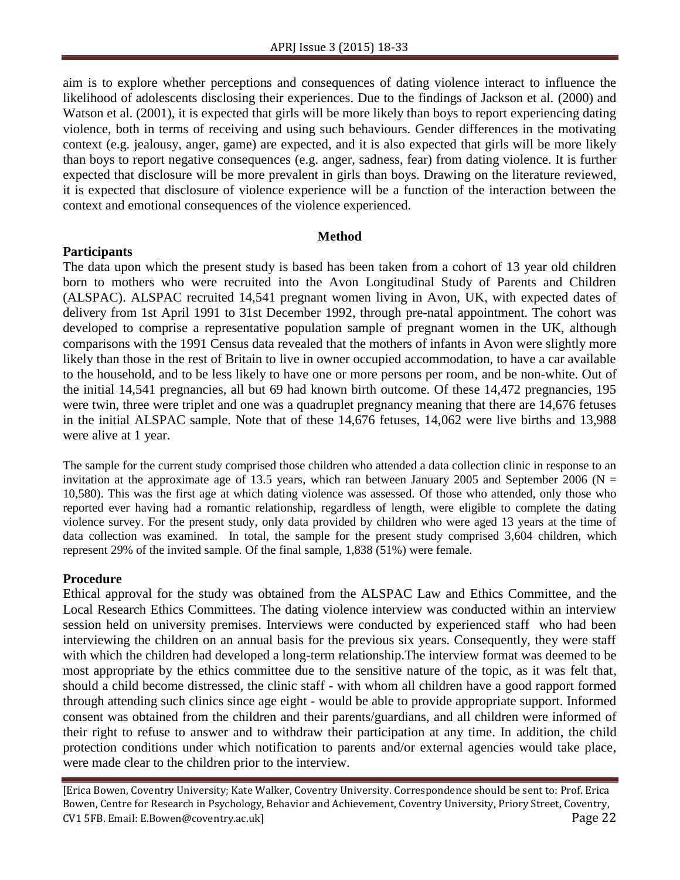aim is to explore whether perceptions and consequences of dating violence interact to influence the likelihood of adolescents disclosing their experiences. Due to the findings of Jackson et al. (2000) and Watson et al. (2001), it is expected that girls will be more likely than boys to report experiencing dating violence, both in terms of receiving and using such behaviours. Gender differences in the motivating context (e.g. jealousy, anger, game) are expected, and it is also expected that girls will be more likely than boys to report negative consequences (e.g. anger, sadness, fear) from dating violence. It is further expected that disclosure will be more prevalent in girls than boys. Drawing on the literature reviewed, it is expected that disclosure of violence experience will be a function of the interaction between the context and emotional consequences of the violence experienced.

## Method

### Participants

The data upon which the present study is based has been taken from a cohort of 13 year old children born to mothers who were recruited into the Avon Longitudinal Study of Parents and Children (ALSPAC). ALSPAC recruited 14,541 pregnant women living in Avon, UK, with expected dates of delivery from 1st April 1991 to 31st December 1992, through pre-natal appointment. The cohort was developed to comprise a representative population sample of pregnant women in the UK, although comparisons with the 1991 Census data revealed that the mothers of infants in Avon were slightly more likely than those in the rest of Britain to live in owner occupied accommodation, to have a car available to the household, and to be less likely to have one or more persons per room, and be non-white. Out of the initial 14,541 pregnancies, all but 69 had known birth outcome. Of these 14,472 pregnancies, 195 were twin, three were triplet and one was a quadruplet pregnancy meaning that there are 14,676 fetuses in the initial ALSPAC sample. Note that of these 14,676 fetuses, 14,062 were live births and 13,988 were alive at 1 year.

The sample for the current study comprised those children who attended a data collection clinic in response to an invitation at the approximate age of 13.5 years, which ran between January 2005 and September 2006 (N = 10,580). This was the first age at which dating violence was assessed. Of those who attended, only those who reported ever having had a romantic relationship, regardless of length, were eligible to complete the dating violence survey. For the present study, only data provided by children who were aged 13 years at the time of data collection was examined. In total, the sample for the present study comprised 3,604 children, which represent 29% of the invited sample. Of the final sample, 1,838 (51%) were female.

### Procedure

Ethical approval for the study was obtained from the ALSPAC Law and Ethics Committee, and the Local Research Ethics Committees. The dating violence interview was conducted within an interview session held on university premises. Interviews were conducted by experienced staff who had been interviewing the children on an annual basis for the previous six years. Consequently, they were staff with which the children had developed a long-term relationship.The interview format was deemed to be most appropriate by the ethics committee due to the sensitive nature of the topic, as it was felt that, should a child become distressed, the clinic staff - with whom all children have a good rapport formed through attending such clinics since age eight - would be able to provide appropriate support. Informed consent was obtained from the children and their parents/guardians, and all children were informed of their right to refuse to answer and to withdraw their participation at any time. In addition, the child protection conditions under which notification to parents and/or external agencies would take place, were made clear to the children prior to the interview.

[Erica Bowen, Coventry University; Kate Walker, Coventry University. Correspondence should be sent to: Prof. Erica Bowen, Centre for Research in Psychology, Behavior and Achievement, Coventry University, Priory Street, Coventry, CV1 5FB. Email: E.Bowen@coventry.ac.uk]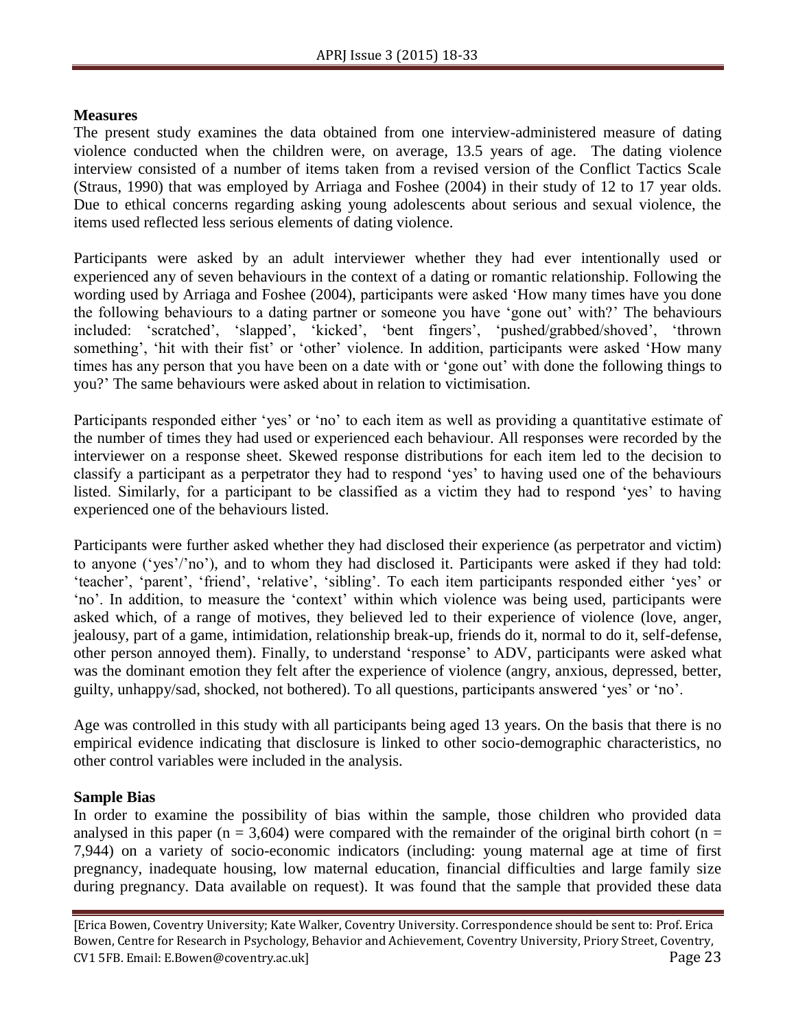**Measures**

The present study examines the data obtained from one interview-administered measure of dating violence conducted when the children were, on average, 13.5 years of age. The dating violence interview consisted of a number of items taken from a revised version of the Conflict Tactics Scale (Straus, 1990) that was employed by Arriaga and Foshee (2004) in their study of 12 to 17 year olds. Due to ethical concerns regarding asking young adolescents about serious and sexual violence, the items used reflected less serious elements of dating violence.

Participants were asked by an adult interviewer whether they had ever intentionally used or experienced any of seven behaviours in the context of a dating or romantic relationship. Following the wording used by Arriaga and Foshee (2004), participants were asked 'How many times have you done the following behaviours to a dating partner or someone you have 'gone out' with?' The behaviours included: 'scratched', 'slapped', 'kicked', 'bent fingers', 'pushed/grabbed/shoved', 'thrown something', 'hit with their fist' or 'other' violence. In addition, participants were asked 'How many times has any person that you have been on a date with or 'gone out' with done the following things to you?' The same behaviours were asked about in relation to victimisation.

Participants responded either 'yes' or 'no' to each item as well as providing a quantitative estimate of the number of times they had used or experienced each behaviour. All responses were recorded by the interviewer on a response sheet. Skewed response distributions for each item led to the decision to classify a participant as a perpetrator they had to respond 'yes' to having used one of the behaviours listed. Similarly, for a participant to be classified as a victim they had to respond 'yes' to having experienced one of the behaviours listed.

Participants were further asked whether they had disclosed their experience (as perpetrator and victim) to anyone ('yes'/'no'), and to whom they had disclosed it. Participants were asked if they had told: 'teacher', 'parent', 'friend', 'relative', 'sibling'. To each item participants responded either 'yes' or 'no'. In addition, to measure the 'context' within which violence was being used, participants were asked which, of a range of motives, they believed led to their experience of violence (love, anger, jealousy, part of a game, intimidation, relationship break-up, friends do it, normal to do it, self-defense, other person annoyed them). Finally, to understand 'response' to ADV, participants were asked what was the dominant emotion they felt after the experience of violence (angry, anxious, depressed, better, guilty, unhappy/sad, shocked, not bothered). To all questions, participants answered 'yes' or 'no'.

Age was controlled in this study with all participants being aged 13 years. On the basis that there is no empirical evidence indicating that disclosure is linked to other socio-demographic characteristics, no other control variables were included in the analysis.

**Sample Bias**

In order to examine the possibility of bias within the sample, those children who provided data analysed in this paper (n = 3,604) were compared with the remainder of the original birth cohort (n = 7,944) on a variety of socio-economic indicators (including: young maternal age at time of first pregnancy, inadequate housing, low maternal education, financial difficulties and large family size during pregnancy. Data available on request). It was found that the sample that provided these data

[Erica Bowen, Coventry University; Kate Walker, Coventry University. Correspondence should be sent to: Prof. Erica Bowen, Centre for Research in Psychology, Behavior and Achievement, Coventry University, Priory Street, Coventry, CV1 5FB. Email: E.Bowen@coventry.ac.uk]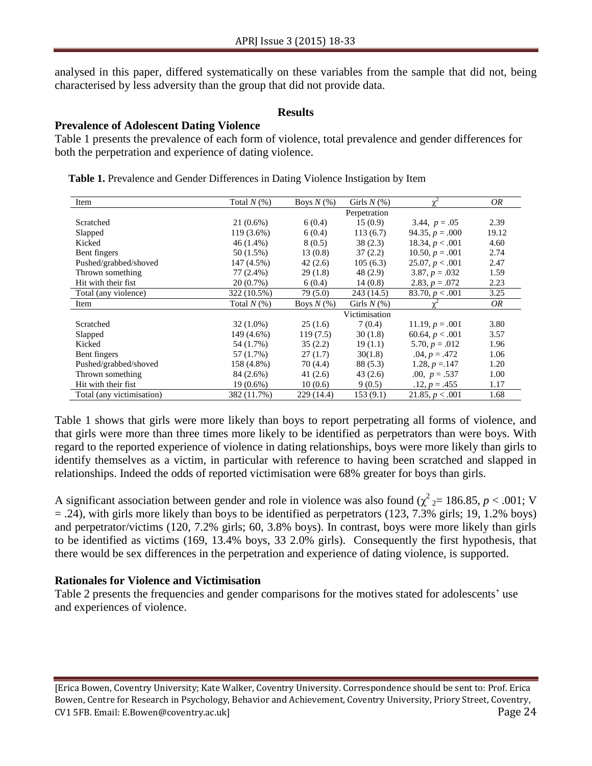analysed in this paper, differed systematically on these variables from the sample that did not, being characterised by less adversity than the group that did not provide data.

## Results

### Prevalence of Adolescent Dating Violence

Table 1 presents the prevalence of each form of violence, total prevalence and gender differences for both the perpetration and experience of dating violence.

**Table 1.** Prevalence and Gender Differences in Dating Violence Instigation by Item

| Item | Total *N* (%) | Boys *N* (%) | Girls *N* (%) | $\chi^2$ | *OR* |
|---|---|---|---|---|---|
| | | | Perpetration | | |
| Scratched | 21 (0.6%) | 6 (0.4) | 15 (0.9) | 3.44, $p = .05$ | 2.39 |
| Slapped | 119 (3.6%) | 6 (0.4) | 113 (6.7) | 94.35, $p = .000$ | 19.12 |
| Kicked | 46 (1.4%) | 8 (0.5) | 38 (2.3) | 18.34, $p < .001$ | 4.60 |
| Bent fingers | 50 (1.5%) | 13 (0.8) | 37 (2.2) | 10.50, $p = .001$ | 2.74 |
| Pushed/grabbed/shoved | 147 (4.5%) | 42 (2.6) | 105 (6.3) | 25.07, $p < .001$ | 2.47 |
| Thrown something | 77 (2.4%) | 29 (1.8) | 48 (2.9) | 3.87, $p = .032$ | 1.59 |
| Hit with their fist | 20 (0.7%) | 6 (0.4) | 14 (0.8) | 2.83, $p = .072$ | 2.23 |
| Total (any violence) | 322 (10.5%) | 79 (5.0) | 243 (14.5) | 83.70, $p < .001$ | 3.25 |
| Item | Total *N* (%) | Boys *N* (%) | Girls *N* (%) | $\chi^2$ | *OR* |
| | | | Victimisation | | |
| Scratched | 32 (1.0%) | 25 (1.6) | 7 (0.4) | 11.19, $p = .001$ | 3.80 |
| Slapped | 149 (4.6%) | 119 (7.5) | 30 (1.8) | 60.64, $p < .001$ | 3.57 |
| Kicked | 54 (1.7%) | 35 (2.2) | 19 (1.1) | 5.70, $p = .012$ | 1.96 |
| Bent fingers | 57 (1.7%) | 27 (1.7) | 30(1.8) | .04, $p = .472$ | 1.06 |
| Pushed/grabbed/shoved | 158 (4.8%) | 70 (4.4) | 88 (5.3) | 1.28, $p =.147$ | 1.20 |
| Thrown something | 84 (2.6%) | 41 (2.6) | 43 (2.6) | .00, $p = .537$ | 1.00 |
| Hit with their fist | 19 (0.6%) | 10 (0.6) | 9 (0.5) | .12, $p = .455$ | 1.17 |
| Total (any victimisation) | 382 (11.7%) | 229 (14.4) | 153 (9.1) | 21.85, $p < .001$ | 1.68 |

Table 1 shows that girls were more likely than boys to report perpetrating all forms of violence, and that girls were more than three times more likely to be identified as perpetrators than were boys. With regard to the reported experience of violence in dating relationships, boys were more likely than girls to identify themselves as a victim, in particular with reference to having been scratched and slapped in relationships. Indeed the odds of reported victimisation were 68% greater for boys than girls.

A significant association between gender and role in violence was also found ($\chi^2_{\ 2}$= 186.85, $p < .001$; V = .24), with girls more likely than boys to be identified as perpetrators (123, 7.3% girls; 19, 1.2% boys) and perpetrator/victims (120, 7.2% girls; 60, 3.8% boys). In contrast, boys were more likely than girls to be identified as victims (169, 13.4% boys, 33 2.0% girls). Consequently the first hypothesis, that there would be sex differences in the perpetration and experience of dating violence, is supported.

### Rationales for Violence and Victimisation

Table 2 presents the frequencies and gender comparisons for the motives stated for adolescents' use and experiences of violence.

[Erica Bowen, Coventry University; Kate Walker, Coventry University. Correspondence should be sent to: Prof. Erica Bowen, Centre for Research in Psychology, Behavior and Achievement, Coventry University, Priory Street, Coventry, CV1 5FB. Email: E.Bowen@coventry.ac.uk]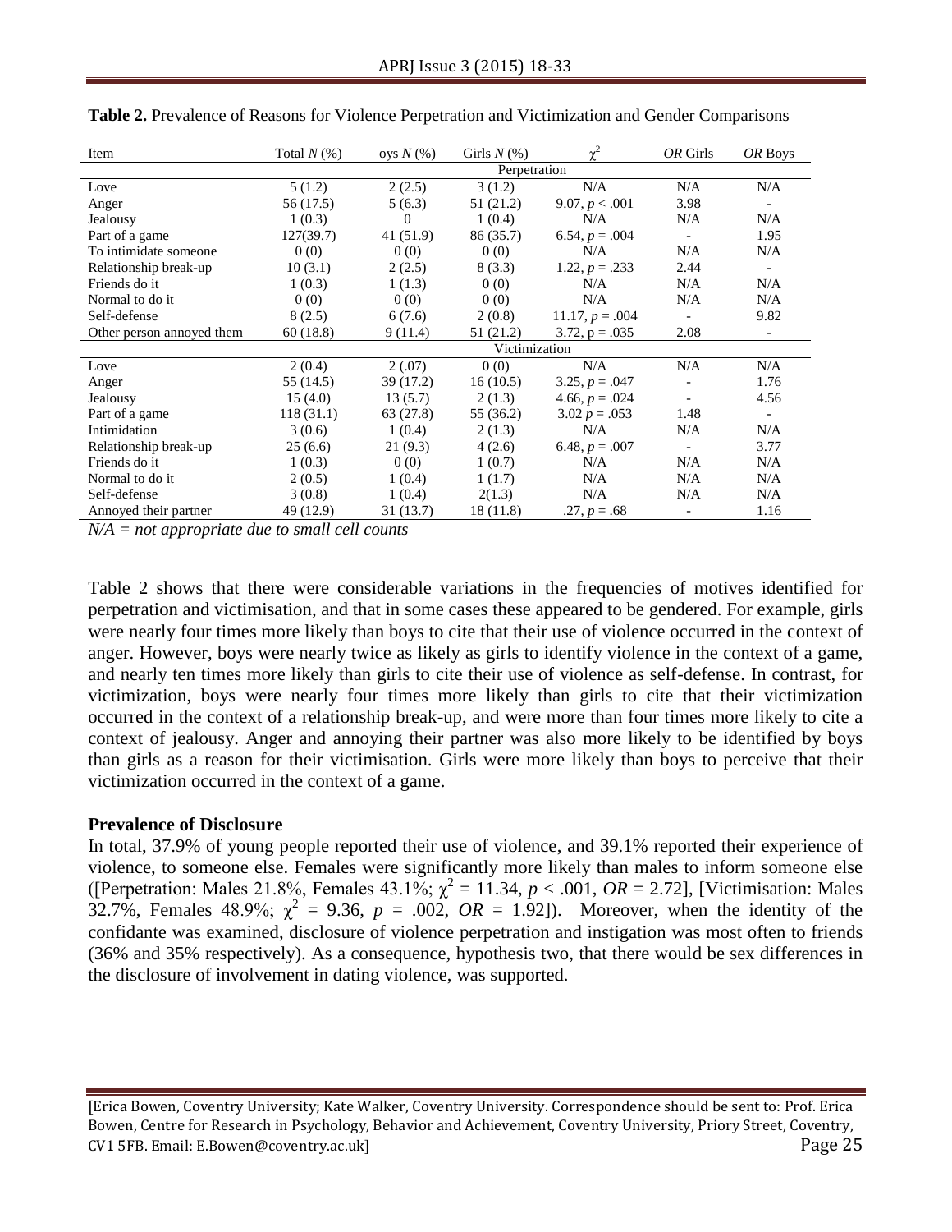**Table 2.** Prevalence of Reasons for Violence Perpetration and Victimization and Gender Comparisons

| Item | Total *N* (%) | oys *N* (%) | Girls *N* (%) | $\chi^2$ | *OR* Girls | *OR* Boys |
|---|---|---|---|---|---|---|
| | | | Perpetration | | | |
| Love | 5 (1.2) | 2 (2.5) | 3 (1.2) | N/A | N/A | N/A |
| Anger | 56 (17.5) | 5 (6.3) | 51 (21.2) | 9.07, $p < .001$ | 3.98 | - |
| Jealousy | 1 (0.3) | 0 | 1 (0.4) | N/A | N/A | N/A |
| Part of a game | 127(39.7) | 41 (51.9) | 86 (35.7) | 6.54, $p = .004$ | - | 1.95 |
| To intimidate someone | 0 (0) | 0 (0) | 0 (0) | N/A | N/A | N/A |
| Relationship break-up | 10 (3.1) | 2 (2.5) | 8 (3.3) | 1.22, $p = .233$ | 2.44 | - |
| Friends do it | 1 (0.3) | 1 (1.3) | 0 (0) | N/A | N/A | N/A |
| Normal to do it | 0 (0) | 0 (0) | 0 (0) | N/A | N/A | N/A |
| Self-defense | 8 (2.5) | 6 (7.6) | 2 (0.8) | 11.17, $p = .004$ | - | 9.82 |
| Other person annoyed them | 60 (18.8) | 9 (11.4) | 51 (21.2) | 3.72, $p = .035$ | 2.08 | - |
| | | | Victimization | | | |
| Love | 2 (0.4) | 2 (.07) | 0 (0) | N/A | N/A | N/A |
| Anger | 55 (14.5) | 39 (17.2) | 16 (10.5) | 3.25, $p = .047$ | - | 1.76 |
| Jealousy | 15 (4.0) | 13 (5.7) | 2 (1.3) | 4.66, $p = .024$ | - | 4.56 |
| Part of a game | 118 (31.1) | 63 (27.8) | 55 (36.2) | 3.02 $p = .053$ | 1.48 | - |
| Intimidation | 3 (0.6) | 1 (0.4) | 2 (1.3) | N/A | N/A | N/A |
| Relationship break-up | 25 (6.6) | 21 (9.3) | 4 (2.6) | 6.48, $p = .007$ | - | 3.77 |
| Friends do it | 1 (0.3) | 0 (0) | 1 (0.7) | N/A | N/A | N/A |
| Normal to do it | 2 (0.5) | 1 (0.4) | 1 (1.7) | N/A | N/A | N/A |
| Self-defense | 3 (0.8) | 1 (0.4) | 2(1.3) | N/A | N/A | N/A |
| Annoyed their partner | 49 (12.9) | 31 (13.7) | 18 (11.8) | .27, $p = .68$ | - | 1.16 |

*N/A = not appropriate due to small cell counts*

Table 2 shows that there were considerable variations in the frequencies of motives identified for perpetration and victimisation, and that in some cases these appeared to be gendered. For example, girls were nearly four times more likely than boys to cite that their use of violence occurred in the context of anger. However, boys were nearly twice as likely as girls to identify violence in the context of a game, and nearly ten times more likely than girls to cite their use of violence as self-defense. In contrast, for victimization, boys were nearly four times more likely than girls to cite that their victimization occurred in the context of a relationship break-up, and were more than four times more likely to cite a context of jealousy. Anger and annoying their partner was also more likely to be identified by boys than girls as a reason for their victimisation. Girls were more likely than boys to perceive that their victimization occurred in the context of a game.

**Prevalence of Disclosure**

In total, 37.9% of young people reported their use of violence, and 39.1% reported their experience of violence, to someone else. Females were significantly more likely than males to inform someone else ([Perpetration: Males 21.8%, Females 43.1%; $\chi^2 = 11.34$, $p < .001$, $OR = 2.72$], [Victimisation: Males 32.7%, Females 48.9%; $\chi^2 = 9.36$, $p = .002$, $OR = 1.92$]). Moreover, when the identity of the confidante was examined, disclosure of violence perpetration and instigation was most often to friends (36% and 35% respectively). As a consequence, hypothesis two, that there would be sex differences in the disclosure of involvement in dating violence, was supported.

[Erica Bowen, Coventry University; Kate Walker, Coventry University. Correspondence should be sent to: Prof. Erica Bowen, Centre for Research in Psychology, Behavior and Achievement, Coventry University, Priory Street, Coventry, CV1 5FB. Email: E.Bowen@coventry.ac.uk]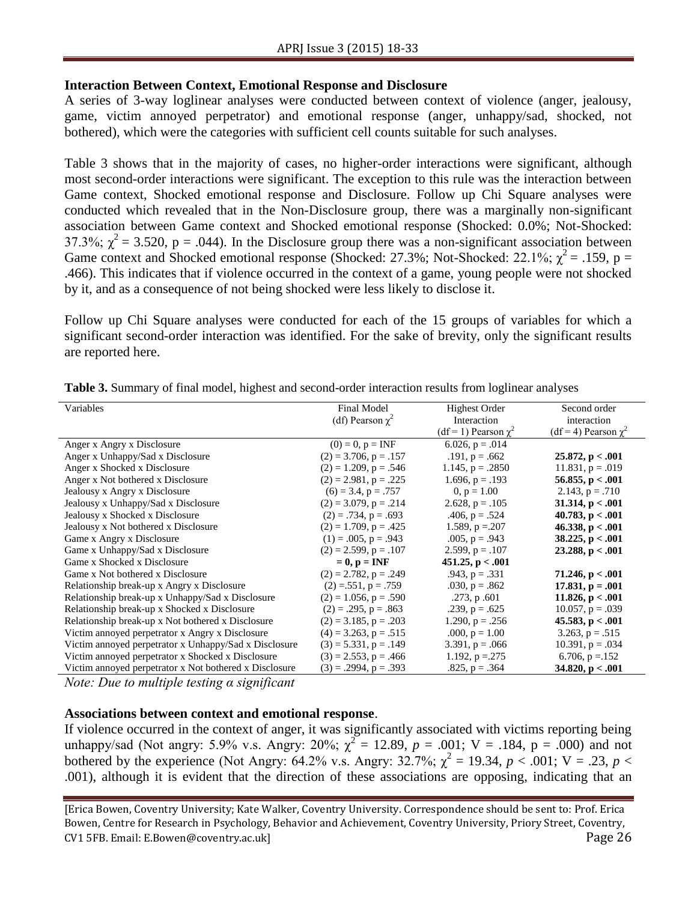### Interaction Between Context, Emotional Response and Disclosure

A series of 3-way loglinear analyses were conducted between context of violence (anger, jealousy, game, victim annoyed perpetrator) and emotional response (anger, unhappy/sad, shocked, not bothered), which were the categories with sufficient cell counts suitable for such analyses.

Table 3 shows that in the majority of cases, no higher-order interactions were significant, although most second-order interactions were significant. The exception to this rule was the interaction between Game context, Shocked emotional response and Disclosure. Follow up Chi Square analyses were conducted which revealed that in the Non-Disclosure group, there was a marginally non-significant association between Game context and Shocked emotional response (Shocked: 0.0%; Not-Shocked: 37.3%; $\chi^2$ = 3.520, p = .044). In the Disclosure group there was a non-significant association between Game context and Shocked emotional response (Shocked: 27.3%; Not-Shocked: 22.1%; $\chi^2$ = .159, p = .466). This indicates that if violence occurred in the context of a game, young people were not shocked by it, and as a consequence of not being shocked were less likely to disclose it.

Follow up Chi Square analyses were conducted for each of the 15 groups of variables for which a significant second-order interaction was identified. For the sake of brevity, only the significant results are reported here.

**Table 3.** Summary of final model, highest and second-order interaction results from loglinear analyses

| Variables | Final Model (df) Pearson $\chi^2$ | Highest Order Interaction (df = 1) Pearson $\chi^2$ | Second order interaction (df = 4) Pearson $\chi^2$ |
|---|---|---|---|
| Anger x Angry x Disclosure | (0) = 0, p = INF | 6.026, p = .014 | |
| Anger x Unhappy/Sad x Disclosure | (2) = 3.706, p = .157 | .191, p = .662 | **25.872, p < .001** |
| Anger x Shocked x Disclosure | (2) = 1.209, p = .546 | 1.145, p = .2850 | 11.831, p = .019 |
| Anger x Not bothered x Disclosure | (2) = 2.981, p = .225 | 1.696, p = .193 | **56.855, p < .001** |
| Jealousy x Angry x Disclosure | (6) = 3.4, p = .757 | 0, p = 1.00 | 2.143, p = .710 |
| Jealousy x Unhappy/Sad x Disclosure | (2) = 3.079, p = .214 | 2.628, p = .105 | **31.314, p < .001** |
| Jealousy x Shocked x Disclosure | (2) = .734, p = .693 | .406, p = .524 | **40.783, p < .001** |
| Jealousy x Not bothered x Disclosure | (2) = 1.709, p = .425 | 1.589, p =.207 | **46.338, p < .001** |
| Game x Angry x Disclosure | (1) = .005, p = .943 | .005, p = .943 | **38.225, p < .001** |
| Game x Unhappy/Sad x Disclosure | (2) = 2.599, p = .107 | 2.599, p = .107 | **23.288, p < .001** |
| Game x Shocked x Disclosure | **= 0, p = INF** | **451.25, p < .001** | |
| Game x Not bothered x Disclosure | (2) = 2.782, p = .249 | .943, p = .331 | **71.246, p < .001** |
| Relationship break-up x Angry x Disclosure | (2) =.551, p = .759 | .030, p = .862 | **17.831, p = .001** |
| Relationship break-up x Unhappy/Sad x Disclosure | (2) = 1.056, p = .590 | .273, p .601 | **11.826, p < .001** |
| Relationship break-up x Shocked x Disclosure | (2) = .295, p = .863 | .239, p = .625 | 10.057, p = .039 |
| Relationship break-up x Not bothered x Disclosure | (2) = 3.185, p = .203 | 1.290, p = .256 | **45.583, p < .001** |
| Victim annoyed perpetrator x Angry x Disclosure | (4) = 3.263, p = .515 | .000, p = 1.00 | 3.263, p = .515 |
| Victim annoyed perpetrator x Unhappy/Sad x Disclosure | (3) = 5.331, p = .149 | 3.391, p = .066 | 10.391, p = .034 |
| Victim annoyed perpetrator x Shocked x Disclosure | (3) = 2.553, p = .466 | 1.192, p =.275 | 6.706, p =.152 |
| Victim annoyed perpetrator x Not bothered x Disclosure | (3) = .2994, p = .393 | .825, p = .364 | **34.820, p < .001** |

*Note: Due to multiple testing α significant*

### Associations between context and emotional response.

If violence occurred in the context of anger, it was significantly associated with victims reporting being unhappy/sad (Not angry: 5.9% v.s. Angry: 20%; $\chi^2$ = 12.89, *p* = .001; V = .184, p = .000) and not bothered by the experience (Not Angry: 64.2% v.s. Angry: 32.7%; $\chi^2$ = 19.34, *p* < .001; V = .23, *p* < .001), although it is evident that the direction of these associations are opposing, indicating that an

[Erica Bowen, Coventry University; Kate Walker, Coventry University. Correspondence should be sent to: Prof. Erica Bowen, Centre for Research in Psychology, Behavior and Achievement, Coventry University, Priory Street, Coventry, CV1 5FB. Email: E.Bowen@coventry.ac.uk]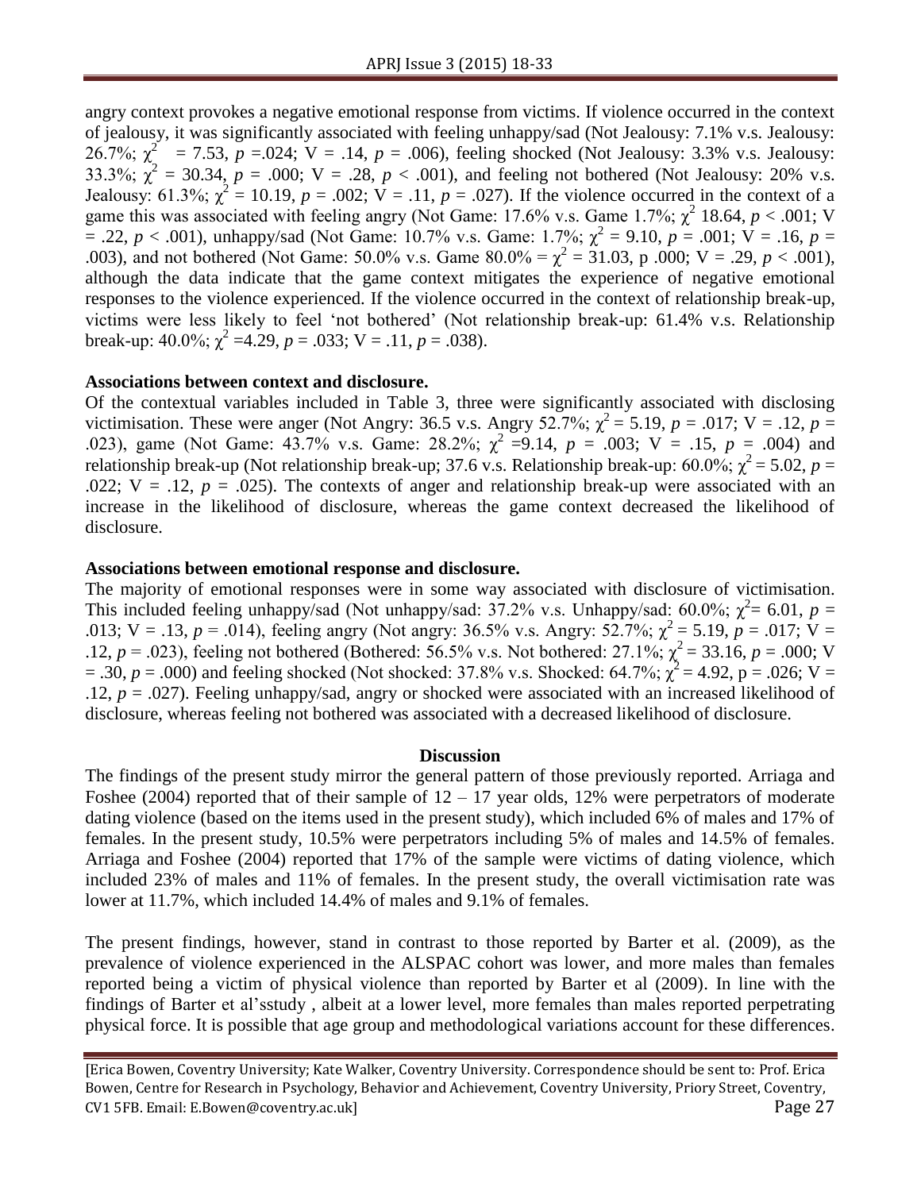angry context provokes a negative emotional response from victims. If violence occurred in the context of jealousy, it was significantly associated with feeling unhappy/sad (Not Jealousy: 7.1% v.s. Jealousy: 26.7%; $\chi^2$ = 7.53, $p$ =.024; V = .14, $p$ = .006), feeling shocked (Not Jealousy: 3.3% v.s. Jealousy: 33.3%; $\chi^2$ = 30.34, $p$ = .000; V = .28, $p$ < .001), and feeling not bothered (Not Jealousy: 20% v.s. Jealousy: 61.3%; $\chi^2$ = 10.19, $p$ = .002; V = .11, $p$ = .027). If the violence occurred in the context of a game this was associated with feeling angry (Not Game: 17.6% v.s. Game 1.7%; $\chi^2$ 18.64, $p$ < .001; V = .22, $p$ < .001), unhappy/sad (Not Game: 10.7% v.s. Game: 1.7%; $\chi^2$ = 9.10, $p$ = .001; V = .16, $p$ = .003), and not bothered (Not Game: 50.0% v.s. Game 80.0% = $\chi^2$ = 31.03, p .000; V = .29, $p$ < .001), although the data indicate that the game context mitigates the experience of negative emotional responses to the violence experienced. If the violence occurred in the context of relationship break-up, victims were less likely to feel 'not bothered' (Not relationship break-up: 61.4% v.s. Relationship break-up: 40.0%; $\chi^2$ =4.29, $p$ = .033; V = .11, $p$ = .038).

**Associations between context and disclosure.**

Of the contextual variables included in Table 3, three were significantly associated with disclosing victimisation. These were anger (Not Angry: 36.5 v.s. Angry 52.7%; $\chi^2$ = 5.19, $p$ = .017; V = .12, $p$ = .023), game (Not Game: 43.7% v.s. Game: 28.2%; $\chi^2$ =9.14, $p$ = .003; V = .15, $p$ = .004) and relationship break-up (Not relationship break-up; 37.6 v.s. Relationship break-up: 60.0%; $\chi^2$ = 5.02, $p$ = .022; V = .12, $p$ = .025). The contexts of anger and relationship break-up were associated with an increase in the likelihood of disclosure, whereas the game context decreased the likelihood of disclosure.

**Associations between emotional response and disclosure.**

The majority of emotional responses were in some way associated with disclosure of victimisation. This included feeling unhappy/sad (Not unhappy/sad: 37.2% v.s. Unhappy/sad: 60.0%; $\chi^2$= 6.01, $p$ = .013; V = .13, $p$ = .014), feeling angry (Not angry: 36.5% v.s. Angry: 52.7%; $\chi^2$ = 5.19, $p$ = .017; V = .12, $p$ = .023), feeling not bothered (Bothered: 56.5% v.s. Not bothered: 27.1%; $\chi^2$ = 33.16, $p$ = .000; V = .30, $p$ = .000) and feeling shocked (Not shocked: 37.8% v.s. Shocked: 64.7%; $\chi^2$ = 4.92, p = .026; V = .12, $p$ = .027). Feeling unhappy/sad, angry or shocked were associated with an increased likelihood of disclosure, whereas feeling not bothered was associated with a decreased likelihood of disclosure.

## Discussion

The findings of the present study mirror the general pattern of those previously reported. Arriaga and Foshee (2004) reported that of their sample of 12 – 17 year olds, 12% were perpetrators of moderate dating violence (based on the items used in the present study), which included 6% of males and 17% of females. In the present study, 10.5% were perpetrators including 5% of males and 14.5% of females. Arriaga and Foshee (2004) reported that 17% of the sample were victims of dating violence, which included 23% of males and 11% of females. In the present study, the overall victimisation rate was lower at 11.7%, which included 14.4% of males and 9.1% of females.

The present findings, however, stand in contrast to those reported by Barter et al. (2009), as the prevalence of violence experienced in the ALSPAC cohort was lower, and more males than females reported being a victim of physical violence than reported by Barter et al (2009). In line with the findings of Barter et al'sstudy , albeit at a lower level, more females than males reported perpetrating physical force. It is possible that age group and methodological variations account for these differences.

[Erica Bowen, Coventry University; Kate Walker, Coventry University. Correspondence should be sent to: Prof. Erica Bowen, Centre for Research in Psychology, Behavior and Achievement, Coventry University, Priory Street, Coventry, CV1 5FB. Email: E.Bowen@coventry.ac.uk]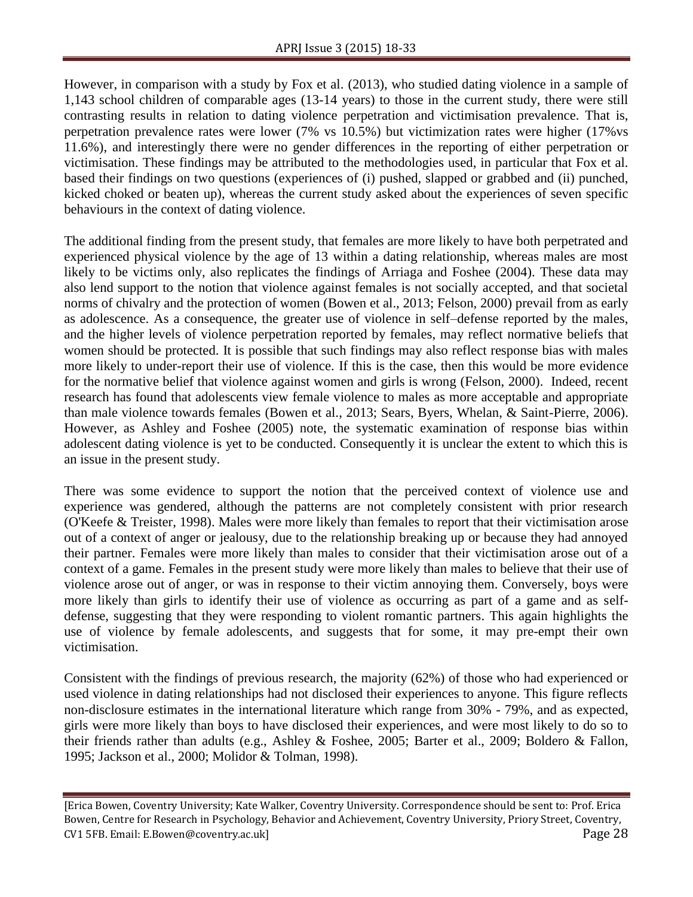However, in comparison with a study by Fox et al. (2013), who studied dating violence in a sample of 1,143 school children of comparable ages (13-14 years) to those in the current study, there were still contrasting results in relation to dating violence perpetration and victimisation prevalence. That is, perpetration prevalence rates were lower (7% vs 10.5%) but victimization rates were higher (17%vs 11.6%), and interestingly there were no gender differences in the reporting of either perpetration or victimisation. These findings may be attributed to the methodologies used, in particular that Fox et al. based their findings on two questions (experiences of (i) pushed, slapped or grabbed and (ii) punched, kicked choked or beaten up), whereas the current study asked about the experiences of seven specific behaviours in the context of dating violence.

The additional finding from the present study, that females are more likely to have both perpetrated and experienced physical violence by the age of 13 within a dating relationship, whereas males are most likely to be victims only, also replicates the findings of Arriaga and Foshee (2004). These data may also lend support to the notion that violence against females is not socially accepted, and that societal norms of chivalry and the protection of women (Bowen et al., 2013; Felson, 2000) prevail from as early as adolescence. As a consequence, the greater use of violence in self–defense reported by the males, and the higher levels of violence perpetration reported by females, may reflect normative beliefs that women should be protected. It is possible that such findings may also reflect response bias with males more likely to under-report their use of violence. If this is the case, then this would be more evidence for the normative belief that violence against women and girls is wrong (Felson, 2000). Indeed, recent research has found that adolescents view female violence to males as more acceptable and appropriate than male violence towards females (Bowen et al., 2013; Sears, Byers, Whelan, & Saint-Pierre, 2006). However, as Ashley and Foshee (2005) note, the systematic examination of response bias within adolescent dating violence is yet to be conducted. Consequently it is unclear the extent to which this is an issue in the present study.

There was some evidence to support the notion that the perceived context of violence use and experience was gendered, although the patterns are not completely consistent with prior research (O'Keefe & Treister, 1998). Males were more likely than females to report that their victimisation arose out of a context of anger or jealousy, due to the relationship breaking up or because they had annoyed their partner. Females were more likely than males to consider that their victimisation arose out of a context of a game. Females in the present study were more likely than males to believe that their use of violence arose out of anger, or was in response to their victim annoying them. Conversely, boys were more likely than girls to identify their use of violence as occurring as part of a game and as self-defense, suggesting that they were responding to violent romantic partners. This again highlights the use of violence by female adolescents, and suggests that for some, it may pre-empt their own victimisation.

Consistent with the findings of previous research, the majority (62%) of those who had experienced or used violence in dating relationships had not disclosed their experiences to anyone. This figure reflects non-disclosure estimates in the international literature which range from 30% - 79%, and as expected, girls were more likely than boys to have disclosed their experiences, and were most likely to do so to their friends rather than adults (e.g., Ashley & Foshee, 2005; Barter et al., 2009; Boldero & Fallon, 1995; Jackson et al., 2000; Molidor & Tolman, 1998).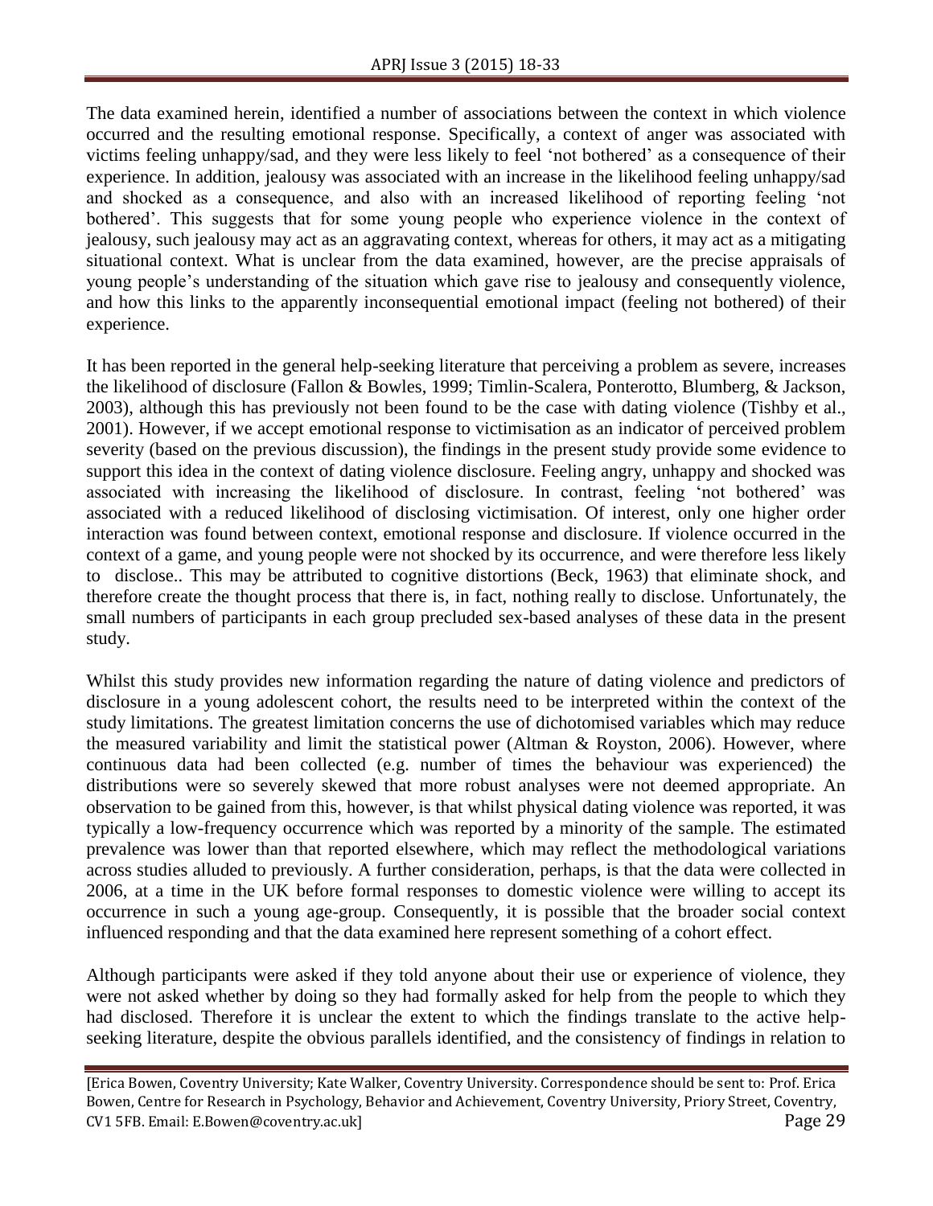The data examined herein, identified a number of associations between the context in which violence occurred and the resulting emotional response. Specifically, a context of anger was associated with victims feeling unhappy/sad, and they were less likely to feel 'not bothered' as a consequence of their experience. In addition, jealousy was associated with an increase in the likelihood feeling unhappy/sad and shocked as a consequence, and also with an increased likelihood of reporting feeling 'not bothered'. This suggests that for some young people who experience violence in the context of jealousy, such jealousy may act as an aggravating context, whereas for others, it may act as a mitigating situational context. What is unclear from the data examined, however, are the precise appraisals of young people's understanding of the situation which gave rise to jealousy and consequently violence, and how this links to the apparently inconsequential emotional impact (feeling not bothered) of their experience.

It has been reported in the general help-seeking literature that perceiving a problem as severe, increases the likelihood of disclosure (Fallon & Bowles, 1999; Timlin-Scalera, Ponterotto, Blumberg, & Jackson, 2003), although this has previously not been found to be the case with dating violence (Tishby et al., 2001). However, if we accept emotional response to victimisation as an indicator of perceived problem severity (based on the previous discussion), the findings in the present study provide some evidence to support this idea in the context of dating violence disclosure. Feeling angry, unhappy and shocked was associated with increasing the likelihood of disclosure. In contrast, feeling 'not bothered' was associated with a reduced likelihood of disclosing victimisation. Of interest, only one higher order interaction was found between context, emotional response and disclosure. If violence occurred in the context of a game, and young people were not shocked by its occurrence, and were therefore less likely to disclose.. This may be attributed to cognitive distortions (Beck, 1963) that eliminate shock, and therefore create the thought process that there is, in fact, nothing really to disclose. Unfortunately, the small numbers of participants in each group precluded sex-based analyses of these data in the present study.

Whilst this study provides new information regarding the nature of dating violence and predictors of disclosure in a young adolescent cohort, the results need to be interpreted within the context of the study limitations. The greatest limitation concerns the use of dichotomised variables which may reduce the measured variability and limit the statistical power (Altman & Royston, 2006). However, where continuous data had been collected (e.g. number of times the behaviour was experienced) the distributions were so severely skewed that more robust analyses were not deemed appropriate. An observation to be gained from this, however, is that whilst physical dating violence was reported, it was typically a low-frequency occurrence which was reported by a minority of the sample. The estimated prevalence was lower than that reported elsewhere, which may reflect the methodological variations across studies alluded to previously. A further consideration, perhaps, is that the data were collected in 2006, at a time in the UK before formal responses to domestic violence were willing to accept its occurrence in such a young age-group. Consequently, it is possible that the broader social context influenced responding and that the data examined here represent something of a cohort effect.

Although participants were asked if they told anyone about their use or experience of violence, they were not asked whether by doing so they had formally asked for help from the people to which they had disclosed. Therefore it is unclear the extent to which the findings translate to the active help-seeking literature, despite the obvious parallels identified, and the consistency of findings in relation to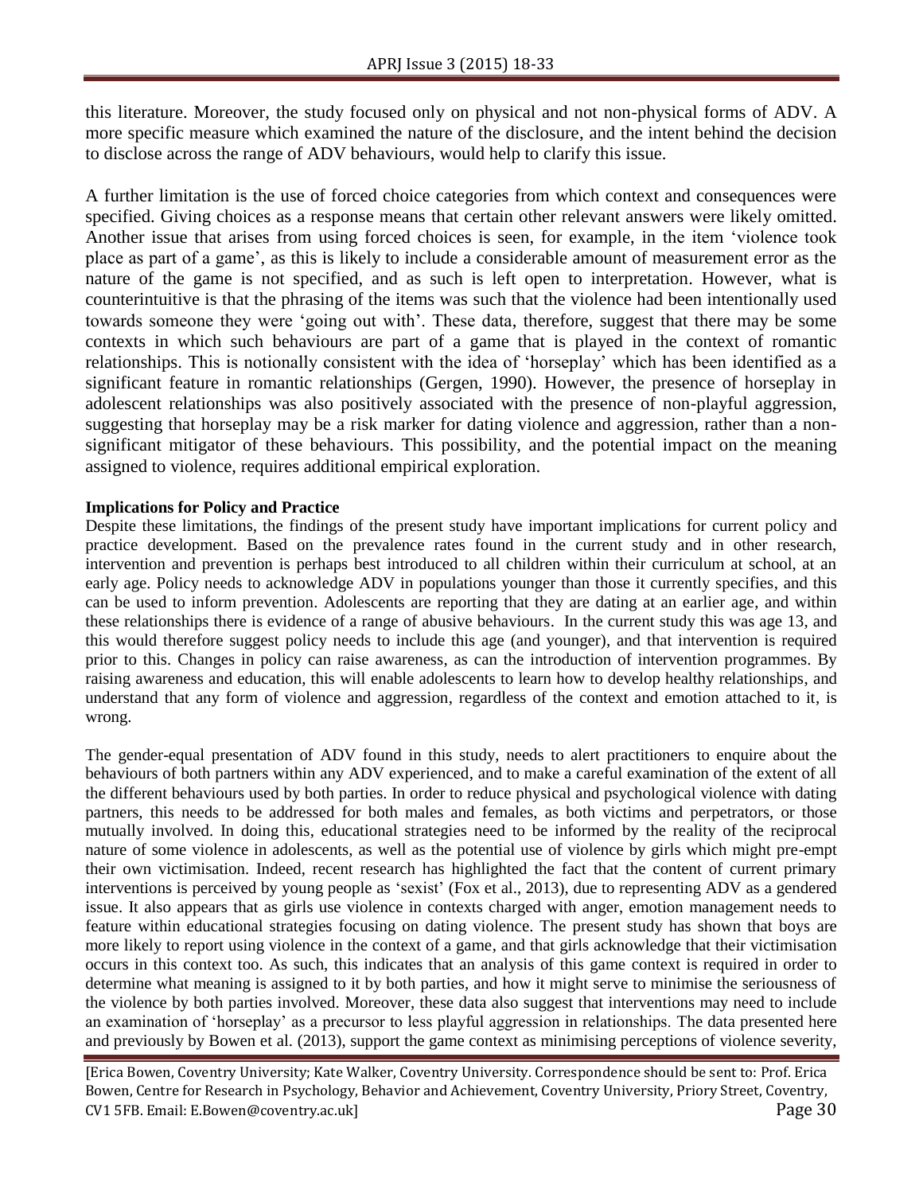this literature. Moreover, the study focused only on physical and not non-physical forms of ADV. A more specific measure which examined the nature of the disclosure, and the intent behind the decision to disclose across the range of ADV behaviours, would help to clarify this issue.

A further limitation is the use of forced choice categories from which context and consequences were specified. Giving choices as a response means that certain other relevant answers were likely omitted. Another issue that arises from using forced choices is seen, for example, in the item 'violence took place as part of a game', as this is likely to include a considerable amount of measurement error as the nature of the game is not specified, and as such is left open to interpretation. However, what is counterintuitive is that the phrasing of the items was such that the violence had been intentionally used towards someone they were 'going out with'. These data, therefore, suggest that there may be some contexts in which such behaviours are part of a game that is played in the context of romantic relationships. This is notionally consistent with the idea of 'horseplay' which has been identified as a significant feature in romantic relationships (Gergen, 1990). However, the presence of horseplay in adolescent relationships was also positively associated with the presence of non-playful aggression, suggesting that horseplay may be a risk marker for dating violence and aggression, rather than a non-significant mitigator of these behaviours. This possibility, and the potential impact on the meaning assigned to violence, requires additional empirical exploration.

**Implications for Policy and Practice**

Despite these limitations, the findings of the present study have important implications for current policy and practice development. Based on the prevalence rates found in the current study and in other research, intervention and prevention is perhaps best introduced to all children within their curriculum at school, at an early age. Policy needs to acknowledge ADV in populations younger than those it currently specifies, and this can be used to inform prevention. Adolescents are reporting that they are dating at an earlier age, and within these relationships there is evidence of a range of abusive behaviours. In the current study this was age 13, and this would therefore suggest policy needs to include this age (and younger), and that intervention is required prior to this. Changes in policy can raise awareness, as can the introduction of intervention programmes. By raising awareness and education, this will enable adolescents to learn how to develop healthy relationships, and understand that any form of violence and aggression, regardless of the context and emotion attached to it, is wrong.

The gender-equal presentation of ADV found in this study, needs to alert practitioners to enquire about the behaviours of both partners within any ADV experienced, and to make a careful examination of the extent of all the different behaviours used by both parties. In order to reduce physical and psychological violence with dating partners, this needs to be addressed for both males and females, as both victims and perpetrators, or those mutually involved. In doing this, educational strategies need to be informed by the reality of the reciprocal nature of some violence in adolescents, as well as the potential use of violence by girls which might pre-empt their own victimisation. Indeed, recent research has highlighted the fact that the content of current primary interventions is perceived by young people as 'sexist' (Fox et al., 2013), due to representing ADV as a gendered issue. It also appears that as girls use violence in contexts charged with anger, emotion management needs to feature within educational strategies focusing on dating violence. The present study has shown that boys are more likely to report using violence in the context of a game, and that girls acknowledge that their victimisation occurs in this context too. As such, this indicates that an analysis of this game context is required in order to determine what meaning is assigned to it by both parties, and how it might serve to minimise the seriousness of the violence by both parties involved. Moreover, these data also suggest that interventions may need to include an examination of 'horseplay' as a precursor to less playful aggression in relationships. The data presented here and previously by Bowen et al. (2013), support the game context as minimising perceptions of violence severity,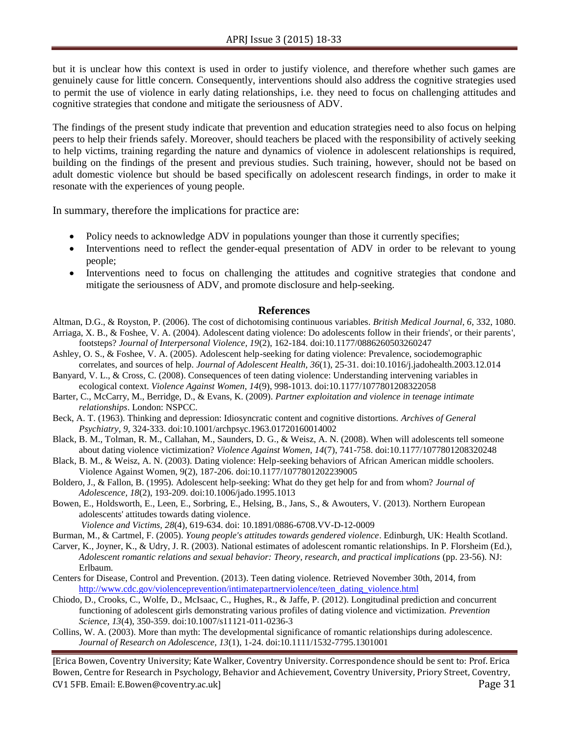but it is unclear how this context is used in order to justify violence, and therefore whether such games are genuinely cause for little concern. Consequently, interventions should also address the cognitive strategies used to permit the use of violence in early dating relationships, i.e. they need to focus on challenging attitudes and cognitive strategies that condone and mitigate the seriousness of ADV.

The findings of the present study indicate that prevention and education strategies need to also focus on helping peers to help their friends safely. Moreover, should teachers be placed with the responsibility of actively seeking to help victims, training regarding the nature and dynamics of violence in adolescent relationships is required, building on the findings of the present and previous studies. Such training, however, should not be based on adult domestic violence but should be based specifically on adolescent research findings, in order to make it resonate with the experiences of young people.

In summary, therefore the implications for practice are:

- Policy needs to acknowledge ADV in populations younger than those it currently specifies;
- Interventions need to reflect the gender-equal presentation of ADV in order to be relevant to young people;
- Interventions need to focus on challenging the attitudes and cognitive strategies that condone and mitigate the seriousness of ADV, and promote disclosure and help-seeking.

## References

Altman, D.G., & Royston, P. (2006). The cost of dichotomising continuous variables. *British Medical Journal, 6*, 332, 1080.

Arriaga, X. B., & Foshee, V. A. (2004). Adolescent dating violence: Do adolescents follow in their friends', or their parents', footsteps? *Journal of Interpersonal Violence, 19*(2), 162-184. doi:10.1177/0886260503260247

Ashley, O. S., & Foshee, V. A. (2005). Adolescent help-seeking for dating violence: Prevalence, sociodemographic correlates, and sources of help. *Journal of Adolescent Health, 36*(1), 25-31. doi:10.1016/j.jadohealth.2003.12.014

Banyard, V. L., & Cross, C. (2008). Consequences of teen dating violence: Understanding intervening variables in ecological context. *Violence Against Women, 14*(9), 998-1013. doi:10.1177/1077801208322058

Barter, C., McCarry, M., Berridge, D., & Evans, K. (2009). *Partner exploitation and violence in teenage intimate relationships*. London: NSPCC.

Beck, A. T. (1963). Thinking and depression: Idiosyncratic content and cognitive distortions. *Archives of General Psychiatry, 9*, 324-333. doi:10.1001/archpsyc.1963.01720160014002

Black, B. M., Tolman, R. M., Callahan, M., Saunders, D. G., & Weisz, A. N. (2008). When will adolescents tell someone about dating violence victimization? *Violence Against Women, 14*(7), 741-758. doi:10.1177/1077801208320248

Black, B. M., & Weisz, A. N. (2003). Dating violence: Help-seeking behaviors of African American middle schoolers. Violence Against Women, 9(2), 187-206. doi:10.1177/1077801202239005

Boldero, J., & Fallon, B. (1995). Adolescent help-seeking: What do they get help for and from whom? *Journal of Adolescence, 18*(2), 193-209. doi:10.1006/jado.1995.1013

Bowen, E., Holdsworth, E., Leen, E., Sorbring, E., Helsing, B., Jans, S., & Awouters, V. (2013). Northern European adolescents' attitudes towards dating violence. *Violence and Victims, 28*(4), 619-634. doi: 10.1891/0886-6708.VV-D-12-0009

Burman, M., & Cartmel, F. (2005). *Young people's attitudes towards gendered violence*. Edinburgh, UK: Health Scotland.

Carver, K., Joyner, K., & Udry, J. R. (2003). National estimates of adolescent romantic relationships. In P. Florsheim (Ed.), *Adolescent romantic relations and sexual behavior: Theory, research, and practical implications* (pp. 23-56). NJ: Erlbaum.

Centers for Disease, Control and Prevention. (2013). Teen dating violence. Retrieved November 30th, 2014, from http://www.cdc.gov/violenceprevention/intimatepartnerviolence/teen_dating_violence.html

Chiodo, D., Crooks, C., Wolfe, D., McIsaac, C., Hughes, R., & Jaffe, P. (2012). Longitudinal prediction and concurrent functioning of adolescent girls demonstrating various profiles of dating violence and victimization. *Prevention Science, 13*(4), 350-359. doi:10.1007/s11121-011-0236-3

Collins, W. A. (2003). More than myth: The developmental significance of romantic relationships during adolescence. *Journal of Research on Adolescence, 13*(1), 1-24. doi:10.1111/1532-7795.1301001

[Erica Bowen, Coventry University; Kate Walker, Coventry University. Correspondence should be sent to: Prof. Erica Bowen, Centre for Research in Psychology, Behavior and Achievement, Coventry University, Priory Street, Coventry, CV1 5FB. Email: E.Bowen@coventry.ac.uk]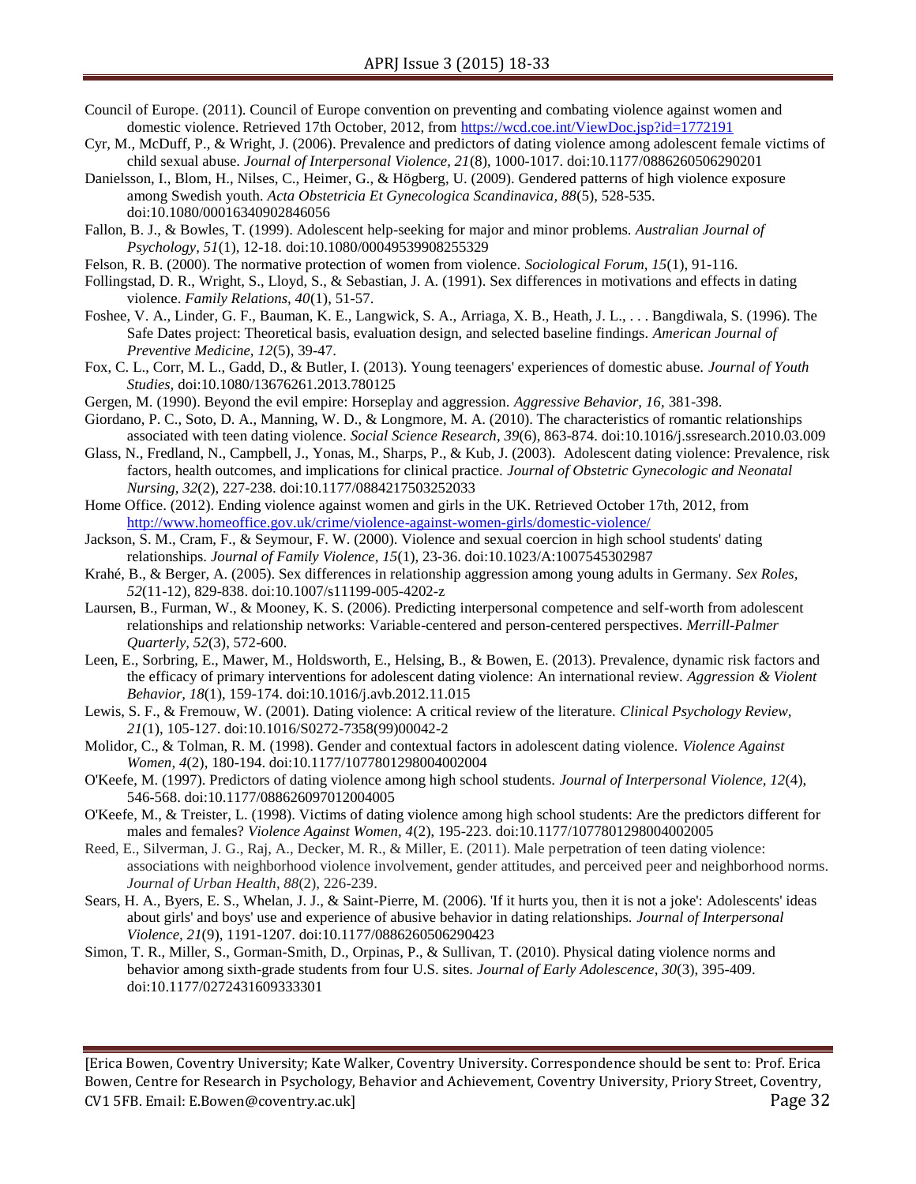Council of Europe. (2011). Council of Europe convention on preventing and combating violence against women and domestic violence. Retrieved 17th October, 2012, from https://wcd.coe.int/ViewDoc.jsp?id=1772191

Cyr, M., McDuff, P., & Wright, J. (2006). Prevalence and predictors of dating violence among adolescent female victims of child sexual abuse. *Journal of Interpersonal Violence, 21*(8), 1000-1017. doi:10.1177/0886260506290201

Danielsson, I., Blom, H., Nilses, C., Heimer, G., & Högberg, U. (2009). Gendered patterns of high violence exposure among Swedish youth. *Acta Obstetricia Et Gynecologica Scandinavica, 88*(5), 528-535. doi:10.1080/00016340902846056

Fallon, B. J., & Bowles, T. (1999). Adolescent help-seeking for major and minor problems. *Australian Journal of Psychology, 51*(1), 12-18. doi:10.1080/00049539908255329

Felson, R. B. (2000). The normative protection of women from violence. *Sociological Forum, 15*(1), 91-116.

Follingstad, D. R., Wright, S., Lloyd, S., & Sebastian, J. A. (1991). Sex differences in motivations and effects in dating violence. *Family Relations, 40*(1), 51-57.

Foshee, V. A., Linder, G. F., Bauman, K. E., Langwick, S. A., Arriaga, X. B., Heath, J. L., . . . Bangdiwala, S. (1996). The Safe Dates project: Theoretical basis, evaluation design, and selected baseline findings. *American Journal of Preventive Medicine, 12*(5), 39-47.

Fox, C. L., Corr, M. L., Gadd, D., & Butler, I. (2013). Young teenagers' experiences of domestic abuse. *Journal of Youth Studies,* doi:10.1080/13676261.2013.780125

Gergen, M. (1990). Beyond the evil empire: Horseplay and aggression. *Aggressive Behavior, 16,* 381-398.

Giordano, P. C., Soto, D. A., Manning, W. D., & Longmore, M. A. (2010). The characteristics of romantic relationships associated with teen dating violence. *Social Science Research, 39*(6), 863-874. doi:10.1016/j.ssresearch.2010.03.009

Glass, N., Fredland, N., Campbell, J., Yonas, M., Sharps, P., & Kub, J. (2003). Adolescent dating violence: Prevalence, risk factors, health outcomes, and implications for clinical practice. *Journal of Obstetric Gynecologic and Neonatal Nursing, 32*(2), 227-238. doi:10.1177/0884217503252033

Home Office. (2012). Ending violence against women and girls in the UK. Retrieved October 17th, 2012, from http://www.homeoffice.gov.uk/crime/violence-against-women-girls/domestic-violence/

Jackson, S. M., Cram, F., & Seymour, F. W. (2000). Violence and sexual coercion in high school students' dating relationships. *Journal of Family Violence, 15*(1), 23-36. doi:10.1023/A:1007545302987

Krahé, B., & Berger, A. (2005). Sex differences in relationship aggression among young adults in Germany. *Sex Roles, 52*(11-12), 829-838. doi:10.1007/s11199-005-4202-z

Laursen, B., Furman, W., & Mooney, K. S. (2006). Predicting interpersonal competence and self-worth from adolescent relationships and relationship networks: Variable-centered and person-centered perspectives. *Merrill-Palmer Quarterly, 52*(3), 572-600.

Leen, E., Sorbring, E., Mawer, M., Holdsworth, E., Helsing, B., & Bowen, E. (2013). Prevalence, dynamic risk factors and the efficacy of primary interventions for adolescent dating violence: An international review. *Aggression & Violent Behavior, 18*(1), 159-174. doi:10.1016/j.avb.2012.11.015

Lewis, S. F., & Fremouw, W. (2001). Dating violence: A critical review of the literature. *Clinical Psychology Review, 21*(1), 105-127. doi:10.1016/S0272-7358(99)00042-2

Molidor, C., & Tolman, R. M. (1998). Gender and contextual factors in adolescent dating violence. *Violence Against Women, 4*(2), 180-194. doi:10.1177/1077801298004002004

O'Keefe, M. (1997). Predictors of dating violence among high school students. *Journal of Interpersonal Violence, 12*(4), 546-568. doi:10.1177/088626097012004005

O'Keefe, M., & Treister, L. (1998). Victims of dating violence among high school students: Are the predictors different for males and females? *Violence Against Women, 4*(2), 195-223. doi:10.1177/1077801298004002005

Reed, E., Silverman, J. G., Raj, A., Decker, M. R., & Miller, E. (2011). Male perpetration of teen dating violence: associations with neighborhood violence involvement, gender attitudes, and perceived peer and neighborhood norms. *Journal of Urban Health*, *88*(2), 226-239.

Sears, H. A., Byers, E. S., Whelan, J. J., & Saint-Pierre, M. (2006). 'If it hurts you, then it is not a joke': Adolescents' ideas about girls' and boys' use and experience of abusive behavior in dating relationships. *Journal of Interpersonal Violence, 21*(9), 1191-1207. doi:10.1177/0886260506290423

Simon, T. R., Miller, S., Gorman-Smith, D., Orpinas, P., & Sullivan, T. (2010). Physical dating violence norms and behavior among sixth-grade students from four U.S. sites. *Journal of Early Adolescence, 30*(3), 395-409. doi:10.1177/0272431609333301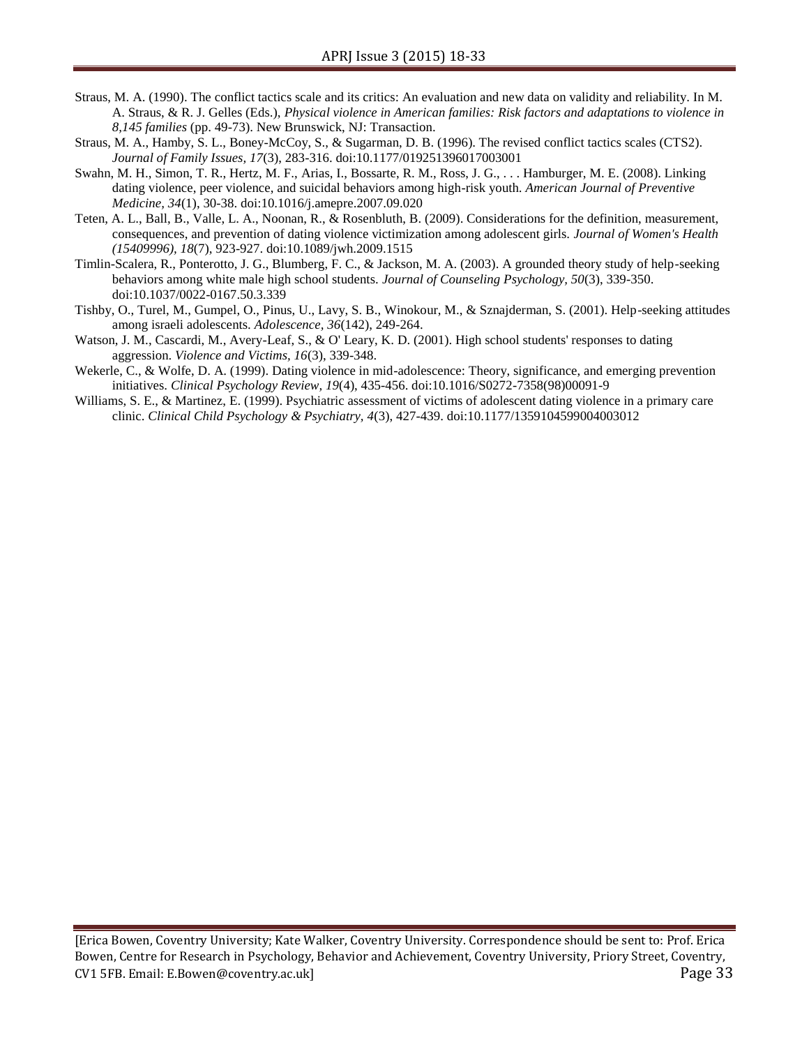Straus, M. A. (1990). The conflict tactics scale and its critics: An evaluation and new data on validity and reliability. In M. A. Straus, & R. J. Gelles (Eds.), *Physical violence in American families: Risk factors and adaptations to violence in 8,145 families* (pp. 49-73). New Brunswick, NJ: Transaction.

Straus, M. A., Hamby, S. L., Boney-McCoy, S., & Sugarman, D. B. (1996). The revised conflict tactics scales (CTS2). *Journal of Family Issues, 17*(3), 283-316. doi:10.1177/019251396017003001

Swahn, M. H., Simon, T. R., Hertz, M. F., Arias, I., Bossarte, R. M., Ross, J. G., . . . Hamburger, M. E. (2008). Linking dating violence, peer violence, and suicidal behaviors among high-risk youth. *American Journal of Preventive Medicine, 34*(1), 30-38. doi:10.1016/j.amepre.2007.09.020

Teten, A. L., Ball, B., Valle, L. A., Noonan, R., & Rosenbluth, B. (2009). Considerations for the definition, measurement, consequences, and prevention of dating violence victimization among adolescent girls. *Journal of Women's Health (15409996), 18*(7), 923-927. doi:10.1089/jwh.2009.1515

Timlin-Scalera, R., Ponterotto, J. G., Blumberg, F. C., & Jackson, M. A. (2003). A grounded theory study of help-seeking behaviors among white male high school students. *Journal of Counseling Psychology, 50*(3), 339-350. doi:10.1037/0022-0167.50.3.339

Tishby, O., Turel, M., Gumpel, O., Pinus, U., Lavy, S. B., Winokour, M., & Sznajderman, S. (2001). Help-seeking attitudes among israeli adolescents. *Adolescence, 36*(142), 249-264.

Watson, J. M., Cascardi, M., Avery-Leaf, S., & O' Leary, K. D. (2001). High school students' responses to dating aggression. *Violence and Victims, 16*(3), 339-348.

Wekerle, C., & Wolfe, D. A. (1999). Dating violence in mid-adolescence: Theory, significance, and emerging prevention initiatives. *Clinical Psychology Review, 19*(4), 435-456. doi:10.1016/S0272-7358(98)00091-9

Williams, S. E., & Martinez, E. (1999). Psychiatric assessment of victims of adolescent dating violence in a primary care clinic. *Clinical Child Psychology & Psychiatry, 4*(3), 427-439. doi:10.1177/1359104599004003012

[Erica Bowen, Coventry University; Kate Walker, Coventry University. Correspondence should be sent to: Prof. Erica Bowen, Centre for Research in Psychology, Behavior and Achievement, Coventry University, Priory Street, Coventry, CV1 5FB. Email: E.Bowen@coventry.ac.uk]